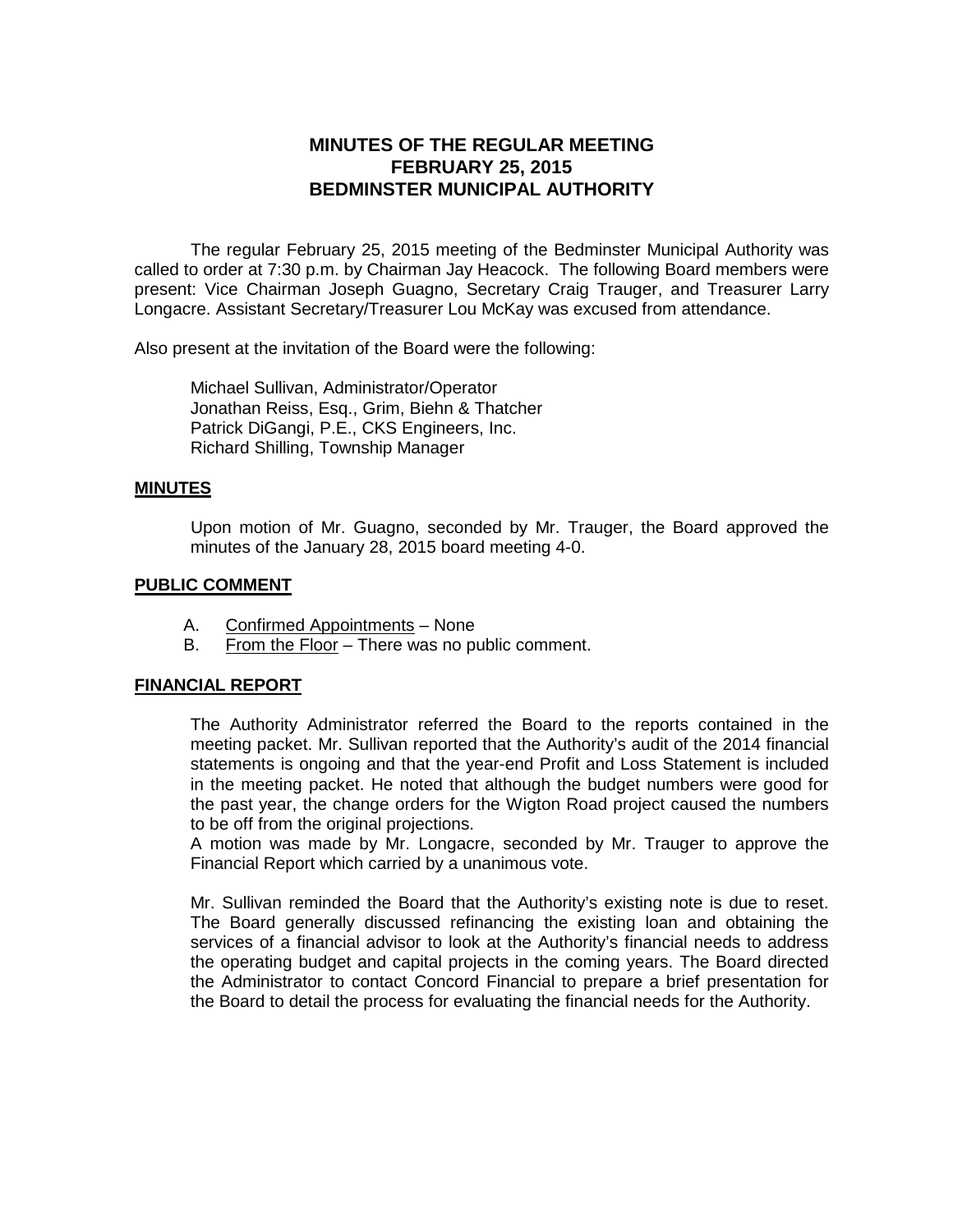# MINUTES OF THE REGULAR MEETING
# FEBRUARY 25, 2015
# BEDMINSTER MUNICIPAL AUTHORITY

The regular February 25, 2015 meeting of the Bedminster Municipal Authority was called to order at 7:30 p.m. by Chairman Jay Heacock. The following Board members were present: Vice Chairman Joseph Guagno, Secretary Craig Trauger, and Treasurer Larry Longacre. Assistant Secretary/Treasurer Lou McKay was excused from attendance.

Also present at the invitation of the Board were the following:

Michael Sullivan, Administrator/Operator
Jonathan Reiss, Esq., Grim, Biehn & Thatcher
Patrick DiGangi, P.E., CKS Engineers, Inc.
Richard Shilling, Township Manager

## MINUTES

Upon motion of Mr. Guagno, seconded by Mr. Trauger, the Board approved the minutes of the January 28, 2015 board meeting 4-0.

## PUBLIC COMMENT

A. Confirmed Appointments – None
B. From the Floor – There was no public comment.

## FINANCIAL REPORT

The Authority Administrator referred the Board to the reports contained in the meeting packet. Mr. Sullivan reported that the Authority's audit of the 2014 financial statements is ongoing and that the year-end Profit and Loss Statement is included in the meeting packet. He noted that although the budget numbers were good for the past year, the change orders for the Wigton Road project caused the numbers to be off from the original projections.
A motion was made by Mr. Longacre, seconded by Mr. Trauger to approve the Financial Report which carried by a unanimous vote.

Mr. Sullivan reminded the Board that the Authority's existing note is due to reset. The Board generally discussed refinancing the existing loan and obtaining the services of a financial advisor to look at the Authority's financial needs to address the operating budget and capital projects in the coming years. The Board directed the Administrator to contact Concord Financial to prepare a brief presentation for the Board to detail the process for evaluating the financial needs for the Authority.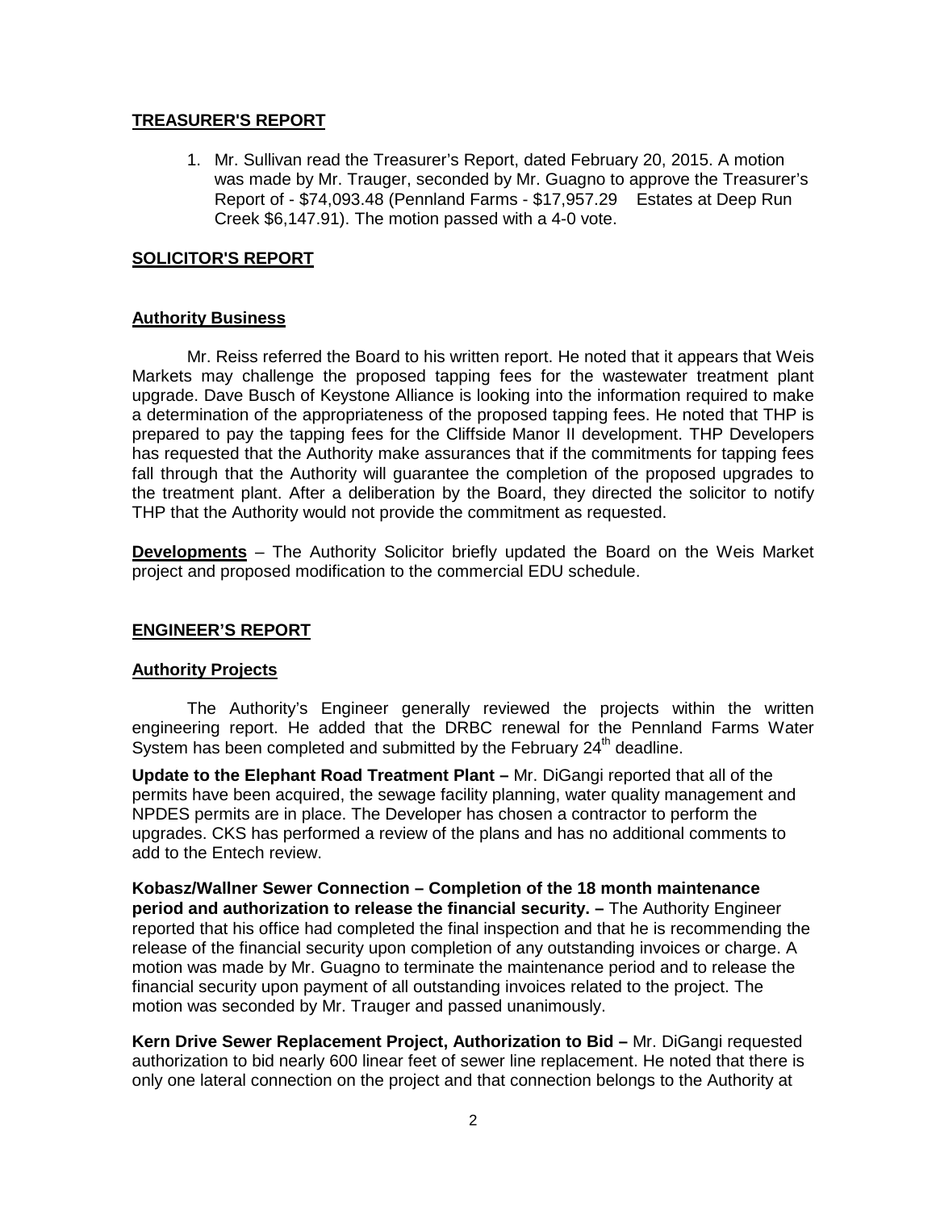## TREASURER'S REPORT

1. Mr. Sullivan read the Treasurer's Report, dated February 20, 2015. A motion was made by Mr. Trauger, seconded by Mr. Guagno to approve the Treasurer's Report of - $74,093.48 (Pennland Farms - $17,957.29   Estates at Deep Run Creek $6,147.91). The motion passed with a 4-0 vote.

## SOLICITOR'S REPORT

### Authority Business

Mr. Reiss referred the Board to his written report. He noted that it appears that Weis Markets may challenge the proposed tapping fees for the wastewater treatment plant upgrade. Dave Busch of Keystone Alliance is looking into the information required to make a determination of the appropriateness of the proposed tapping fees. He noted that THP is prepared to pay the tapping fees for the Cliffside Manor II development. THP Developers has requested that the Authority make assurances that if the commitments for tapping fees fall through that the Authority will guarantee the completion of the proposed upgrades to the treatment plant. After a deliberation by the Board, they directed the solicitor to notify THP that the Authority would not provide the commitment as requested.

**Developments** – The Authority Solicitor briefly updated the Board on the Weis Market project and proposed modification to the commercial EDU schedule.

## ENGINEER'S REPORT

### Authority Projects

The Authority's Engineer generally reviewed the projects within the written engineering report. He added that the DRBC renewal for the Pennland Farms Water System has been completed and submitted by the February 24th deadline.

**Update to the Elephant Road Treatment Plant –** Mr. DiGangi reported that all of the permits have been acquired, the sewage facility planning, water quality management and NPDES permits are in place. The Developer has chosen a contractor to perform the upgrades. CKS has performed a review of the plans and has no additional comments to add to the Entech review.

**Kobasz/Wallner Sewer Connection – Completion of the 18 month maintenance period and authorization to release the financial security. –** The Authority Engineer reported that his office had completed the final inspection and that he is recommending the release of the financial security upon completion of any outstanding invoices or charge. A motion was made by Mr. Guagno to terminate the maintenance period and to release the financial security upon payment of all outstanding invoices related to the project. The motion was seconded by Mr. Trauger and passed unanimously.

**Kern Drive Sewer Replacement Project, Authorization to Bid –** Mr. DiGangi requested authorization to bid nearly 600 linear feet of sewer line replacement. He noted that there is only one lateral connection on the project and that connection belongs to the Authority at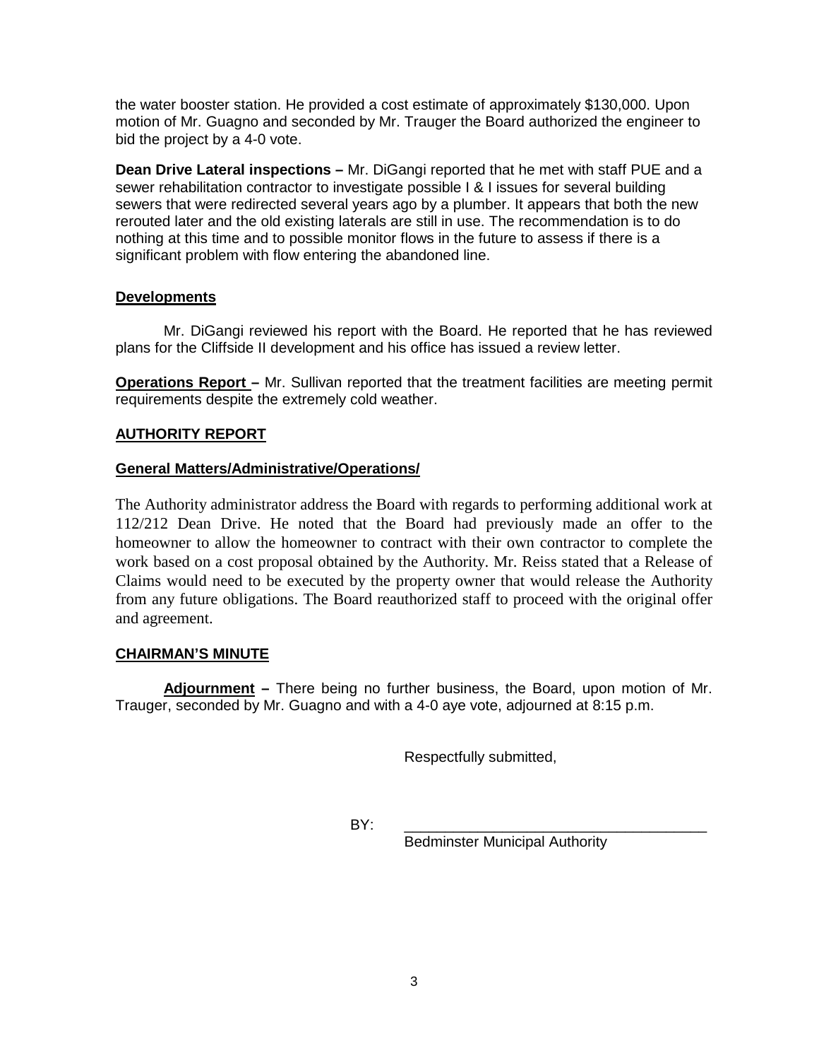the water booster station. He provided a cost estimate of approximately $130,000. Upon motion of Mr. Guagno and seconded by Mr. Trauger the Board authorized the engineer to bid the project by a 4-0 vote.

**Dean Drive Lateral inspections –** Mr. DiGangi reported that he met with staff PUE and a sewer rehabilitation contractor to investigate possible I & I issues for several building sewers that were redirected several years ago by a plumber. It appears that both the new rerouted later and the old existing laterals are still in use. The recommendation is to do nothing at this time and to possible monitor flows in the future to assess if there is a significant problem with flow entering the abandoned line.

**Developments**

Mr. DiGangi reviewed his report with the Board. He reported that he has reviewed plans for the Cliffside II development and his office has issued a review letter.

**Operations Report –** Mr. Sullivan reported that the treatment facilities are meeting permit requirements despite the extremely cold weather.

**AUTHORITY REPORT**

**General Matters/Administrative/Operations/**

The Authority administrator address the Board with regards to performing additional work at 112/212 Dean Drive. He noted that the Board had previously made an offer to the homeowner to allow the homeowner to contract with their own contractor to complete the work based on a cost proposal obtained by the Authority. Mr. Reiss stated that a Release of Claims would need to be executed by the property owner that would release the Authority from any future obligations. The Board reauthorized staff to proceed with the original offer and agreement.

**CHAIRMAN'S MINUTE**

**Adjournment –** There being no further business, the Board, upon motion of Mr. Trauger, seconded by Mr. Guagno and with a 4-0 aye vote, adjourned at 8:15 p.m.

Respectfully submitted,

BY: \_\_\_\_\_\_\_\_\_\_\_\_\_\_\_\_\_\_\_\_\_\_\_\_\_\_\_\_\_\_\_\_\_\_\_\_\_

Bedminster Municipal Authority